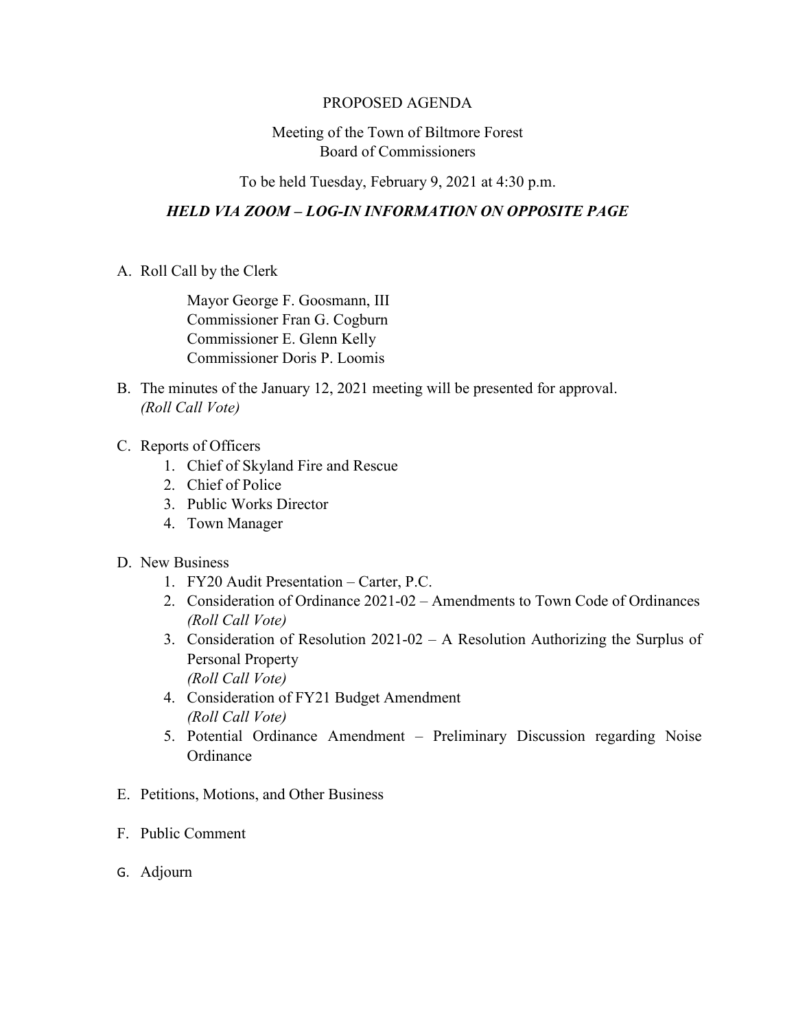# PROPOSED AGENDA

## Meeting of the Town of Biltmore Forest Board of Commissioners

To be held Tuesday, February 9, 2021 at 4:30 p.m.

***HELD VIA ZOOM – LOG-IN INFORMATION ON OPPOSITE PAGE***

A. Roll Call by the Clerk

    Mayor George F. Goosmann, III
    Commissioner Fran G. Cogburn
    Commissioner E. Glenn Kelly
    Commissioner Doris P. Loomis

B. The minutes of the January 12, 2021 meeting will be presented for approval.
   *(Roll Call Vote)*

C. Reports of Officers
   1. Chief of Skyland Fire and Rescue
   2. Chief of Police
   3. Public Works Director
   4. Town Manager

D. New Business
   1. FY20 Audit Presentation – Carter, P.C.
   2. Consideration of Ordinance 2021-02 – Amendments to Town Code of Ordinances
      *(Roll Call Vote)*
   3. Consideration of Resolution 2021-02 – A Resolution Authorizing the Surplus of Personal Property
      *(Roll Call Vote)*
   4. Consideration of FY21 Budget Amendment
      *(Roll Call Vote)*
   5. Potential Ordinance Amendment – Preliminary Discussion regarding Noise Ordinance

E. Petitions, Motions, and Other Business

F. Public Comment

G. Adjourn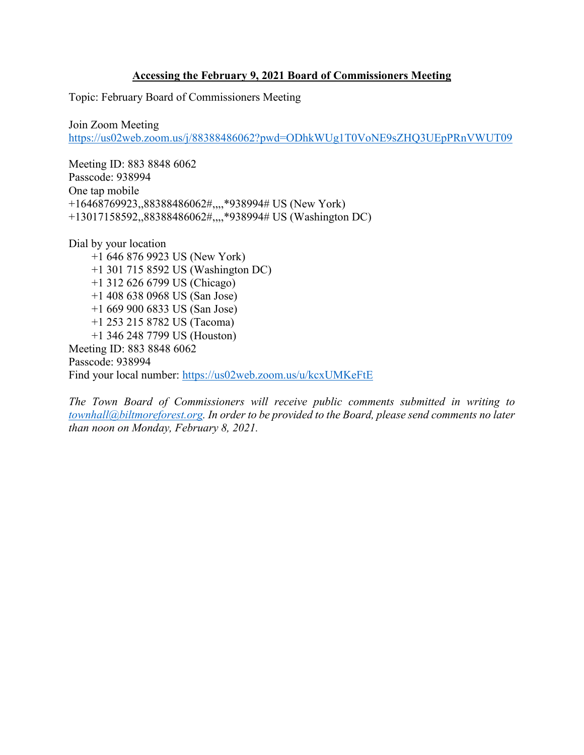**Accessing the February 9, 2021 Board of Commissioners Meeting**

Topic: February Board of Commissioners Meeting

Join Zoom Meeting
https://us02web.zoom.us/j/88388486062?pwd=ODhkWUg1T0VoNE9sZHQ3UEpPRnVWUT09

Meeting ID: 883 8848 6062
Passcode: 938994
One tap mobile
+16468769923,,88388486062#,,,,*938994# US (New York)
+13017158592,,88388486062#,,,,*938994# US (Washington DC)

Dial by your location
- +1 646 876 9923 US (New York)
- +1 301 715 8592 US (Washington DC)
- +1 312 626 6799 US (Chicago)
- +1 408 638 0968 US (San Jose)
- +1 669 900 6833 US (San Jose)
- +1 253 215 8782 US (Tacoma)
- +1 346 248 7799 US (Houston)

Meeting ID: 883 8848 6062
Passcode: 938994
Find your local number: https://us02web.zoom.us/u/kcxUMKeFtE

*The Town Board of Commissioners will receive public comments submitted in writing to townhall@biltmoreforest.org. In order to be provided to the Board, please send comments no later than noon on Monday, February 8, 2021.*